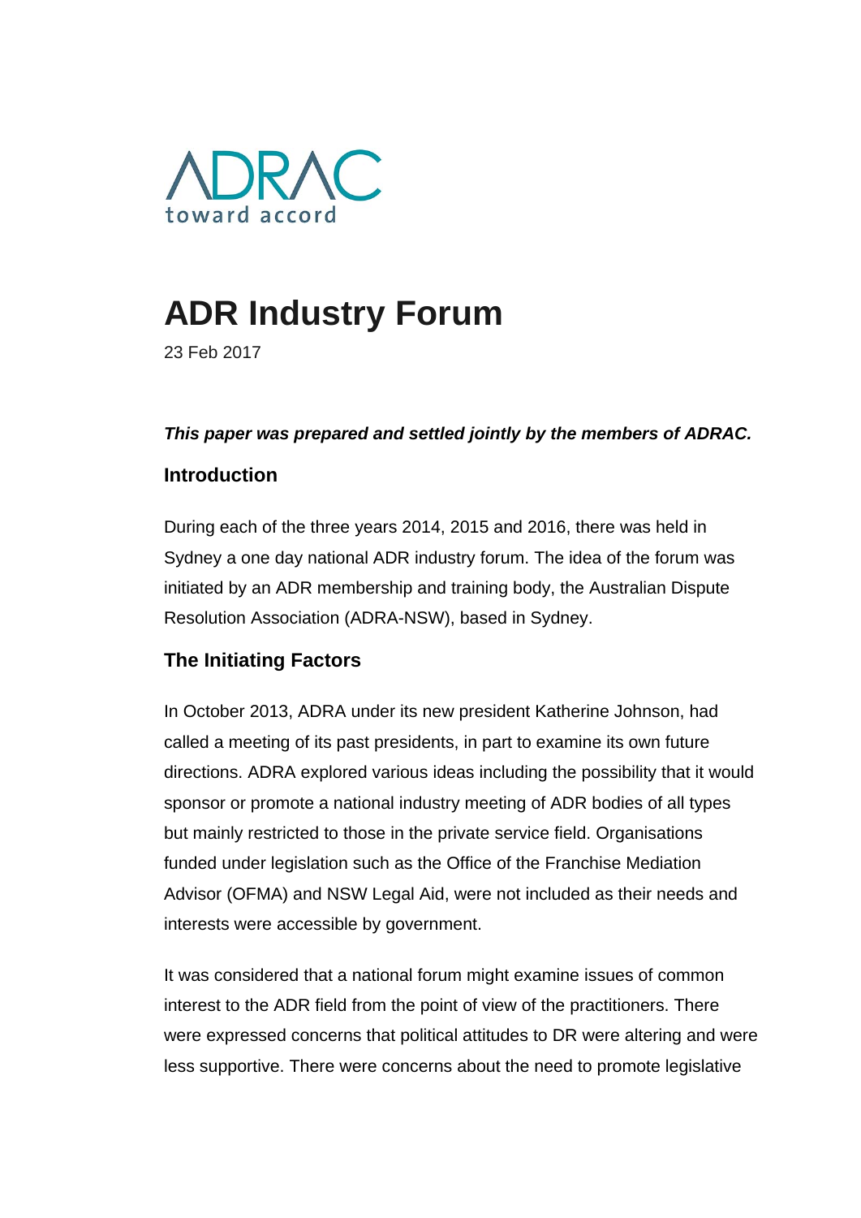ADRAC
toward accord

# ADR Industry Forum

23 Feb 2017

***This paper was prepared and settled jointly by the members of ADRAC.***

### Introduction

During each of the three years 2014, 2015 and 2016, there was held in Sydney a one day national ADR industry forum. The idea of the forum was initiated by an ADR membership and training body, the Australian Dispute Resolution Association (ADRA-NSW), based in Sydney.

### The Initiating Factors

In October 2013, ADRA under its new president Katherine Johnson, had called a meeting of its past presidents, in part to examine its own future directions. ADRA explored various ideas including the possibility that it would sponsor or promote a national industry meeting of ADR bodies of all types but mainly restricted to those in the private service field. Organisations funded under legislation such as the Office of the Franchise Mediation Advisor (OFMA) and NSW Legal Aid, were not included as their needs and interests were accessible by government.

It was considered that a national forum might examine issues of common interest to the ADR field from the point of view of the practitioners. There were expressed concerns that political attitudes to DR were altering and were less supportive. There were concerns about the need to promote legislative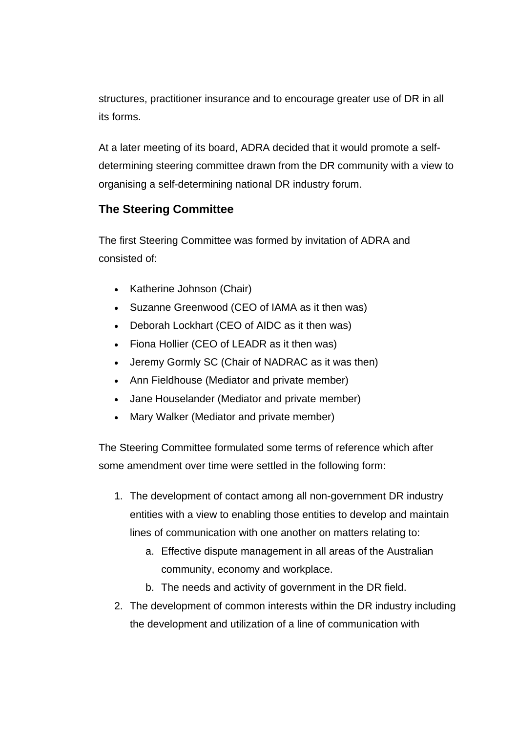structures, practitioner insurance and to encourage greater use of DR in all its forms.

At a later meeting of its board, ADRA decided that it would promote a self-determining steering committee drawn from the DR community with a view to organising a self-determining national DR industry forum.

## The Steering Committee

The first Steering Committee was formed by invitation of ADRA and consisted of:

- Katherine Johnson (Chair)
- Suzanne Greenwood (CEO of IAMA as it then was)
- Deborah Lockhart (CEO of AIDC as it then was)
- Fiona Hollier (CEO of LEADR as it then was)
- Jeremy Gormly SC (Chair of NADRAC as it was then)
- Ann Fieldhouse (Mediator and private member)
- Jane Houselander (Mediator and private member)
- Mary Walker (Mediator and private member)

The Steering Committee formulated some terms of reference which after some amendment over time were settled in the following form:

1. The development of contact among all non-government DR industry entities with a view to enabling those entities to develop and maintain lines of communication with one another on matters relating to:
   a. Effective dispute management in all areas of the Australian community, economy and workplace.
   b. The needs and activity of government in the DR field.
2. The development of common interests within the DR industry including the development and utilization of a line of communication with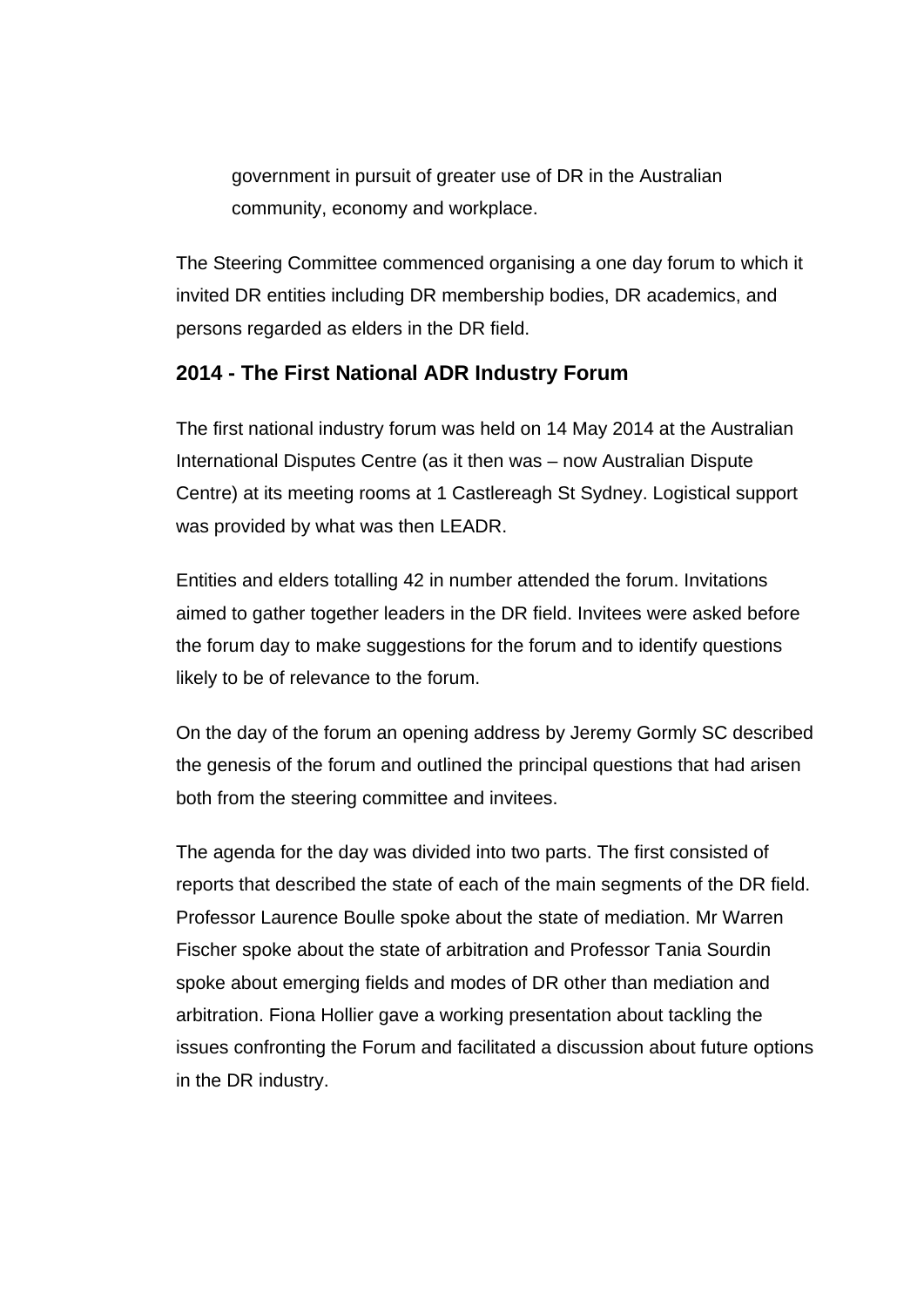government in pursuit of greater use of DR in the Australian community, economy and workplace.

The Steering Committee commenced organising a one day forum to which it invited DR entities including DR membership bodies, DR academics, and persons regarded as elders in the DR field.

## 2014 - The First National ADR Industry Forum

The first national industry forum was held on 14 May 2014 at the Australian International Disputes Centre (as it then was – now Australian Dispute Centre) at its meeting rooms at 1 Castlereagh St Sydney. Logistical support was provided by what was then LEADR.

Entities and elders totalling 42 in number attended the forum. Invitations aimed to gather together leaders in the DR field. Invitees were asked before the forum day to make suggestions for the forum and to identify questions likely to be of relevance to the forum.

On the day of the forum an opening address by Jeremy Gormly SC described the genesis of the forum and outlined the principal questions that had arisen both from the steering committee and invitees.

The agenda for the day was divided into two parts. The first consisted of reports that described the state of each of the main segments of the DR field. Professor Laurence Boulle spoke about the state of mediation. Mr Warren Fischer spoke about the state of arbitration and Professor Tania Sourdin spoke about emerging fields and modes of DR other than mediation and arbitration. Fiona Hollier gave a working presentation about tackling the issues confronting the Forum and facilitated a discussion about future options in the DR industry.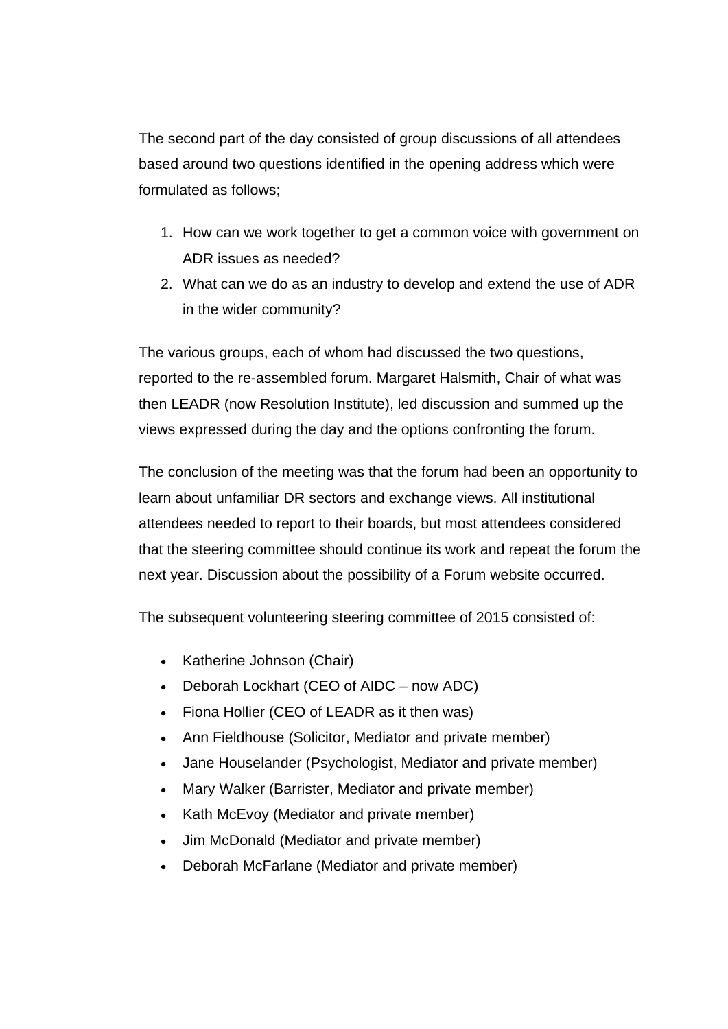The second part of the day consisted of group discussions of all attendees based around two questions identified in the opening address which were formulated as follows;

1. How can we work together to get a common voice with government on ADR issues as needed?
2. What can we do as an industry to develop and extend the use of ADR in the wider community?

The various groups, each of whom had discussed the two questions, reported to the re-assembled forum. Margaret Halsmith, Chair of what was then LEADR (now Resolution Institute), led discussion and summed up the views expressed during the day and the options confronting the forum.

The conclusion of the meeting was that the forum had been an opportunity to learn about unfamiliar DR sectors and exchange views. All institutional attendees needed to report to their boards, but most attendees considered that the steering committee should continue its work and repeat the forum the next year. Discussion about the possibility of a Forum website occurred.

The subsequent volunteering steering committee of 2015 consisted of:

- Katherine Johnson (Chair)
- Deborah Lockhart (CEO of AIDC – now ADC)
- Fiona Hollier (CEO of LEADR as it then was)
- Ann Fieldhouse (Solicitor, Mediator and private member)
- Jane Houselander (Psychologist, Mediator and private member)
- Mary Walker (Barrister, Mediator and private member)
- Kath McEvoy (Mediator and private member)
- Jim McDonald (Mediator and private member)
- Deborah McFarlane (Mediator and private member)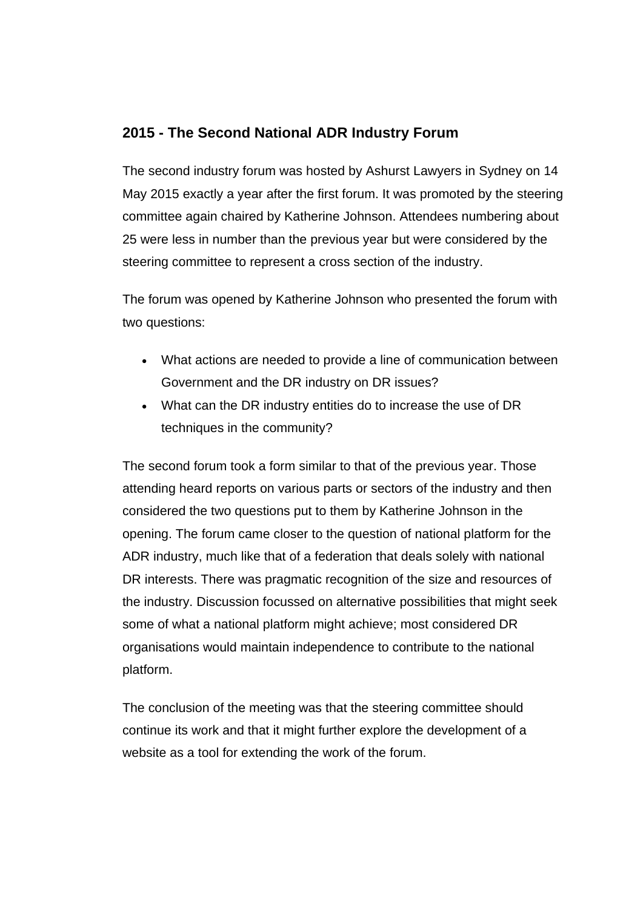## 2015 - The Second National ADR Industry Forum

The second industry forum was hosted by Ashurst Lawyers in Sydney on 14 May 2015 exactly a year after the first forum. It was promoted by the steering committee again chaired by Katherine Johnson. Attendees numbering about 25 were less in number than the previous year but were considered by the steering committee to represent a cross section of the industry.

The forum was opened by Katherine Johnson who presented the forum with two questions:

- What actions are needed to provide a line of communication between Government and the DR industry on DR issues?
- What can the DR industry entities do to increase the use of DR techniques in the community?

The second forum took a form similar to that of the previous year. Those attending heard reports on various parts or sectors of the industry and then considered the two questions put to them by Katherine Johnson in the opening. The forum came closer to the question of national platform for the ADR industry, much like that of a federation that deals solely with national DR interests. There was pragmatic recognition of the size and resources of the industry. Discussion focussed on alternative possibilities that might seek some of what a national platform might achieve; most considered DR organisations would maintain independence to contribute to the national platform.

The conclusion of the meeting was that the steering committee should continue its work and that it might further explore the development of a website as a tool for extending the work of the forum.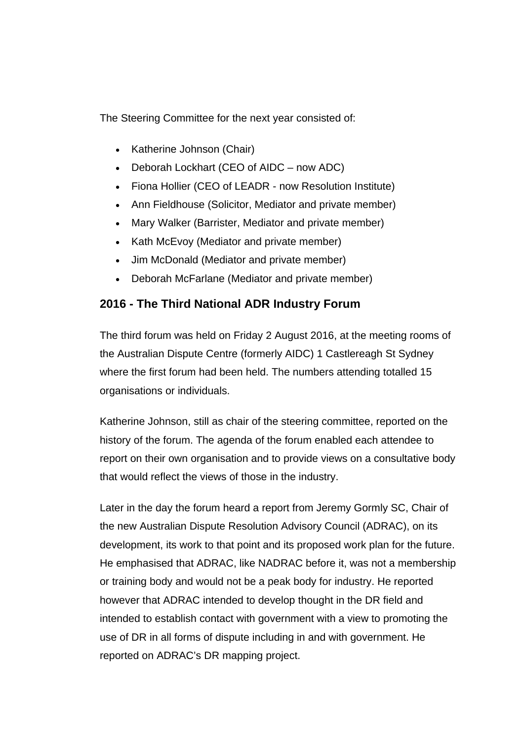The Steering Committee for the next year consisted of:

- Katherine Johnson (Chair)
- Deborah Lockhart (CEO of AIDC – now ADC)
- Fiona Hollier (CEO of LEADR - now Resolution Institute)
- Ann Fieldhouse (Solicitor, Mediator and private member)
- Mary Walker (Barrister, Mediator and private member)
- Kath McEvoy (Mediator and private member)
- Jim McDonald (Mediator and private member)
- Deborah McFarlane (Mediator and private member)

## 2016 - The Third National ADR Industry Forum

The third forum was held on Friday 2 August 2016, at the meeting rooms of the Australian Dispute Centre (formerly AIDC) 1 Castlereagh St Sydney where the first forum had been held. The numbers attending totalled 15 organisations or individuals.

Katherine Johnson, still as chair of the steering committee, reported on the history of the forum. The agenda of the forum enabled each attendee to report on their own organisation and to provide views on a consultative body that would reflect the views of those in the industry.

Later in the day the forum heard a report from Jeremy Gormly SC, Chair of the new Australian Dispute Resolution Advisory Council (ADRAC), on its development, its work to that point and its proposed work plan for the future. He emphasised that ADRAC, like NADRAC before it, was not a membership or training body and would not be a peak body for industry. He reported however that ADRAC intended to develop thought in the DR field and intended to establish contact with government with a view to promoting the use of DR in all forms of dispute including in and with government. He reported on ADRAC's DR mapping project.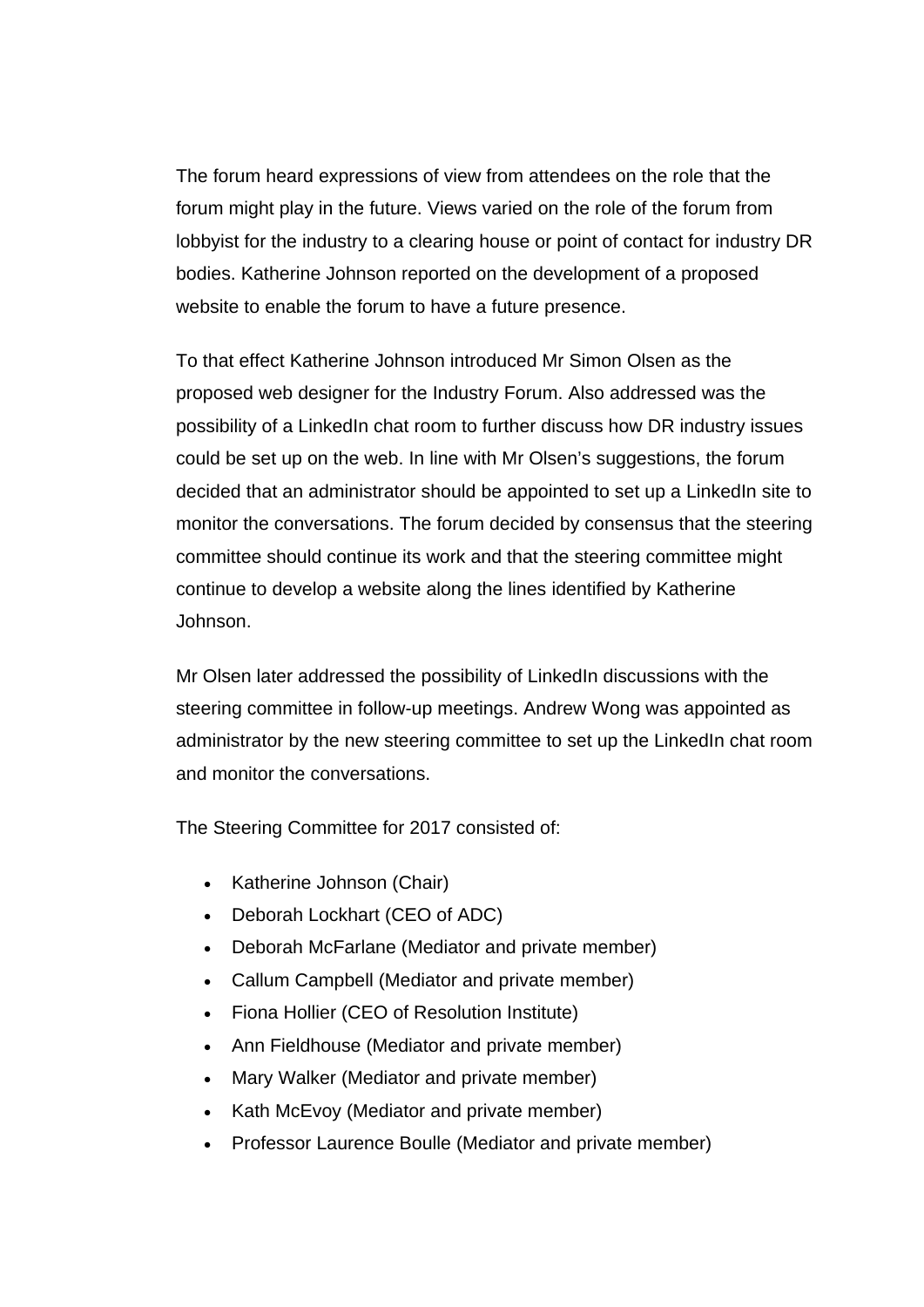The forum heard expressions of view from attendees on the role that the forum might play in the future. Views varied on the role of the forum from lobbyist for the industry to a clearing house or point of contact for industry DR bodies. Katherine Johnson reported on the development of a proposed website to enable the forum to have a future presence.

To that effect Katherine Johnson introduced Mr Simon Olsen as the proposed web designer for the Industry Forum. Also addressed was the possibility of a LinkedIn chat room to further discuss how DR industry issues could be set up on the web. In line with Mr Olsen's suggestions, the forum decided that an administrator should be appointed to set up a LinkedIn site to monitor the conversations. The forum decided by consensus that the steering committee should continue its work and that the steering committee might continue to develop a website along the lines identified by Katherine Johnson.

Mr Olsen later addressed the possibility of LinkedIn discussions with the steering committee in follow-up meetings. Andrew Wong was appointed as administrator by the new steering committee to set up the LinkedIn chat room and monitor the conversations.

The Steering Committee for 2017 consisted of:

- Katherine Johnson (Chair)
- Deborah Lockhart (CEO of ADC)
- Deborah McFarlane (Mediator and private member)
- Callum Campbell (Mediator and private member)
- Fiona Hollier (CEO of Resolution Institute)
- Ann Fieldhouse (Mediator and private member)
- Mary Walker (Mediator and private member)
- Kath McEvoy (Mediator and private member)
- Professor Laurence Boulle (Mediator and private member)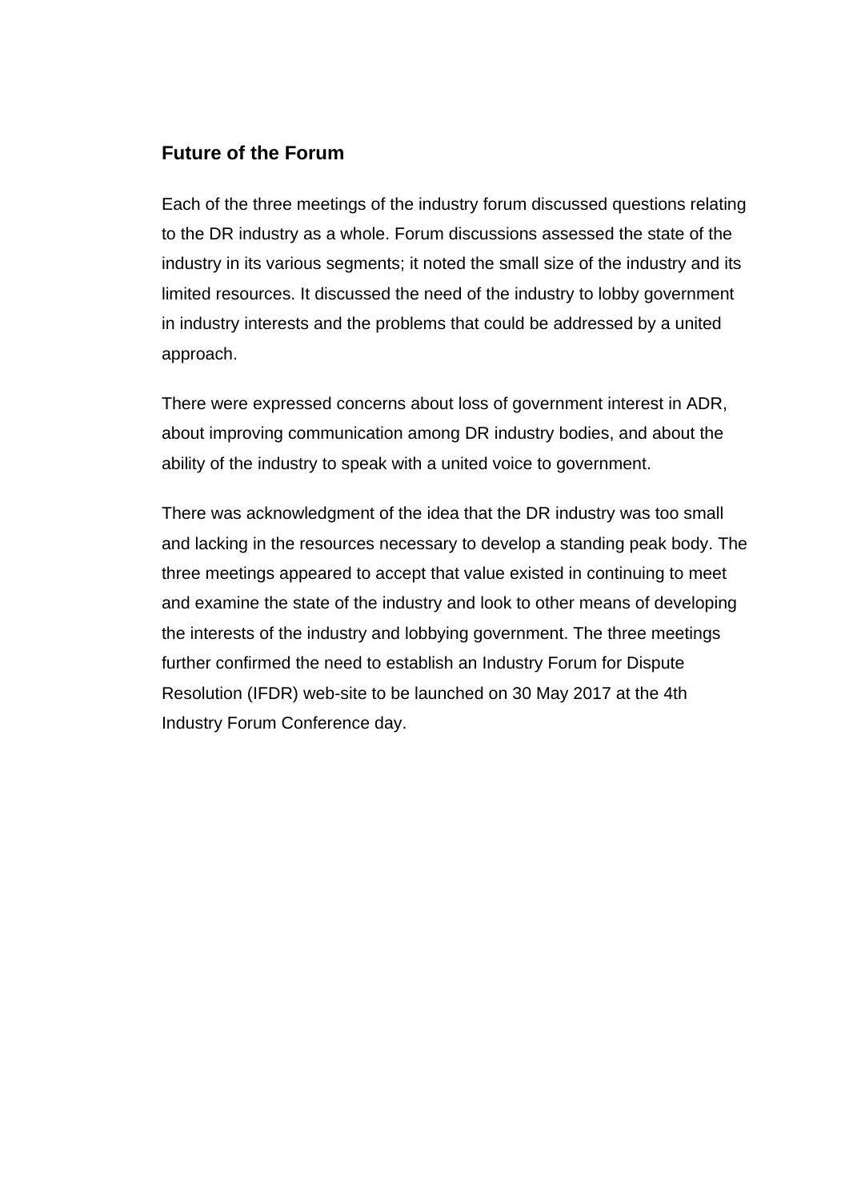## Future of the Forum

Each of the three meetings of the industry forum discussed questions relating to the DR industry as a whole. Forum discussions assessed the state of the industry in its various segments; it noted the small size of the industry and its limited resources. It discussed the need of the industry to lobby government in industry interests and the problems that could be addressed by a united approach.

There were expressed concerns about loss of government interest in ADR, about improving communication among DR industry bodies, and about the ability of the industry to speak with a united voice to government.

There was acknowledgment of the idea that the DR industry was too small and lacking in the resources necessary to develop a standing peak body. The three meetings appeared to accept that value existed in continuing to meet and examine the state of the industry and look to other means of developing the interests of the industry and lobbying government. The three meetings further confirmed the need to establish an Industry Forum for Dispute Resolution (IFDR) web-site to be launched on 30 May 2017 at the 4th Industry Forum Conference day.